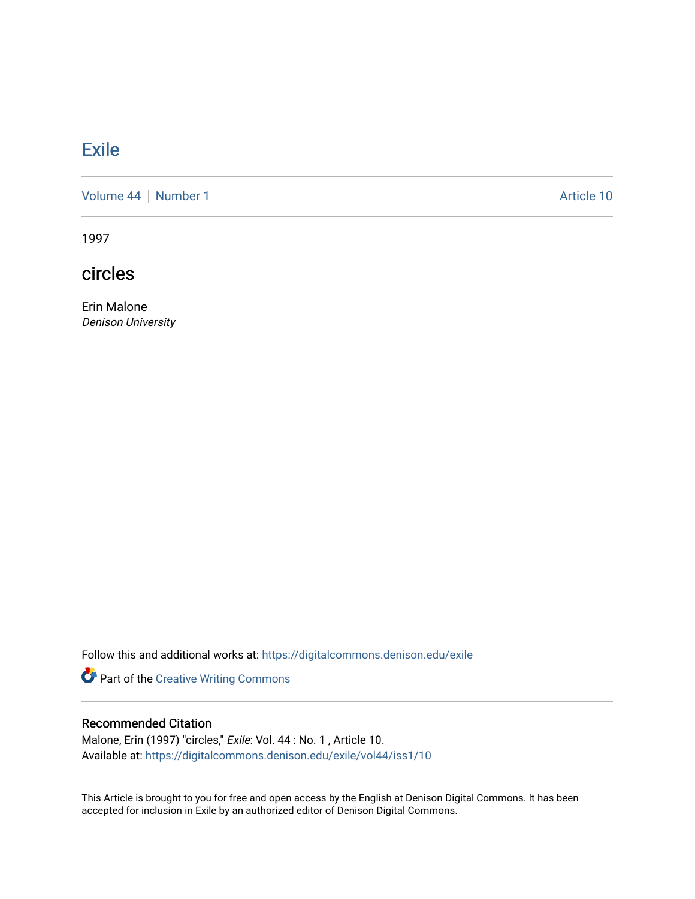# Exile

Volume 44 | Number 1 | Article 10

1997

## circles

Erin Malone
*Denison University*

Follow this and additional works at: https://digitalcommons.denison.edu/exile

Part of the Creative Writing Commons

### Recommended Citation

Malone, Erin (1997) "circles," *Exile*: Vol. 44 : No. 1 , Article 10.
Available at: https://digitalcommons.denison.edu/exile/vol44/iss1/10

This Article is brought to you for free and open access by the English at Denison Digital Commons. It has been accepted for inclusion in Exile by an authorized editor of Denison Digital Commons.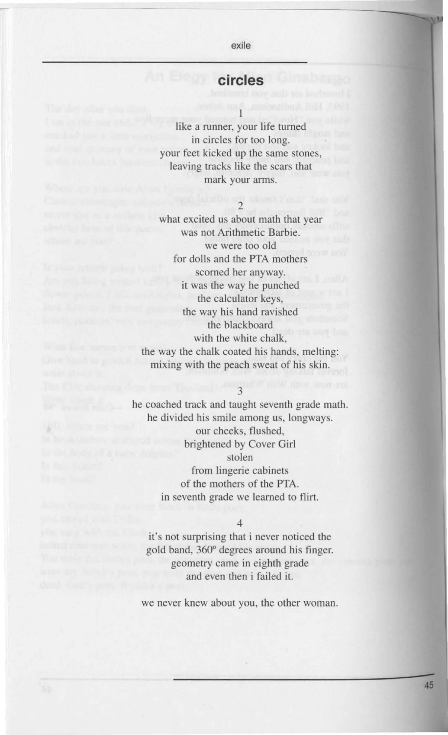## circles

1

like a runner, your life turned
in circles for too long.
your feet kicked up the same stones,
leaving tracks like the scars that
mark your arms.

2

what excited us about math that year
was not Arithmetic Barbie.
we were too old
for dolls and the PTA mothers
scorned her anyway.
it was the way he punched
the calculator keys,
the way his hand ravished
the blackboard
with the white chalk,
the way the chalk coated his hands, melting:
mixing with the peach sweat of his skin.

3

he coached track and taught seventh grade math.
he divided his smile among us, longways.
our cheeks, flushed,
brightened by Cover Girl
stolen
from lingerie cabinets
of the mothers of the PTA.
in seventh grade we learned to flirt.

4

it's not surprising that i never noticed the
gold band, 360º degrees around his finger.
geometry came in eighth grade
and even then i failed it.

we never knew about you, the other woman.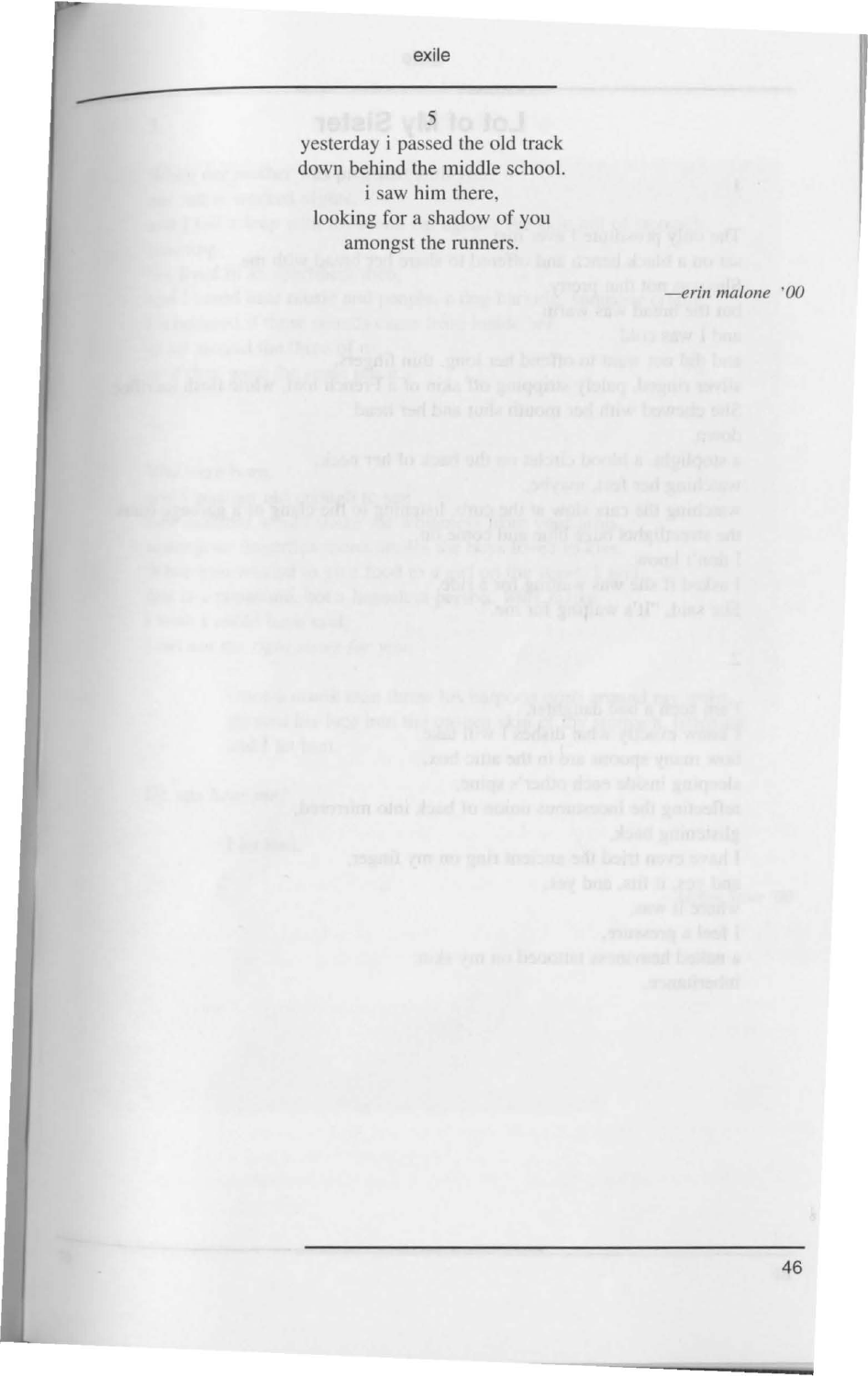5

yesterday i passed the old track
down behind the middle school.
i saw him there,
looking for a shadow of you
amongst the runners.

*—erin malone '00*